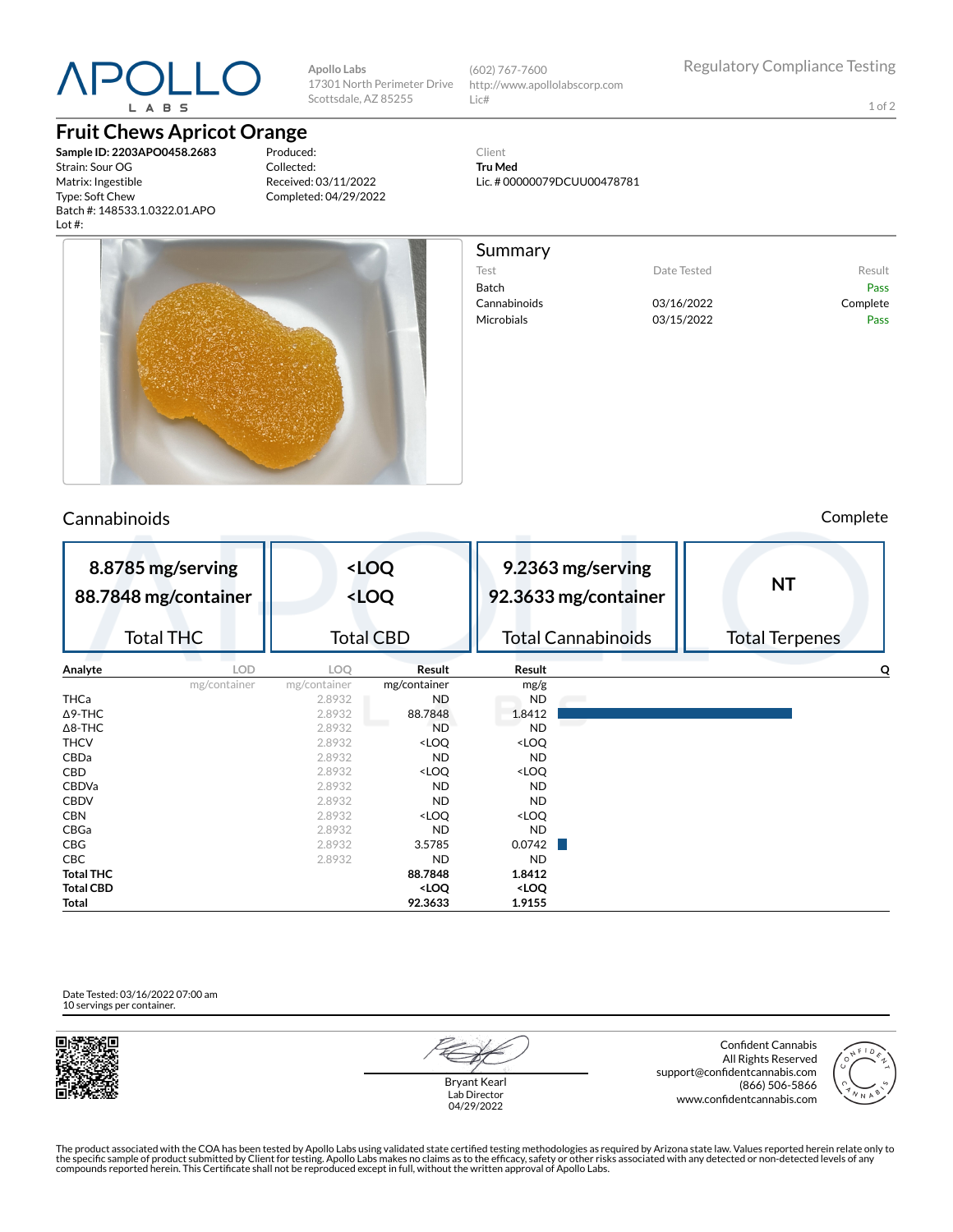APOLLO LABS

Apollo Labs
17301 North Perimeter Drive
Scottsdale, AZ 85255

(602) 767-7600
http://www.apollolabscorp.com
Lic#

Regulatory Compliance Testing

# Fruit Chews Apricot Orange

**Sample ID: 2203APO0458.2683**
Strain: Sour OG
Matrix: Ingestible
Type: Soft Chew
Batch #: 148533.1.0322.01.APO
Lot #:

Produced:
Collected:
Received: 03/11/2022
Completed: 04/29/2022

Client
**Tru Med**
Lic. # 00000079DCUU00478781

## Summary

| Test | Date Tested | Result |
|---|---|---|
| Batch | | Pass |
| Cannabinoids | 03/16/2022 | Complete |
| Microbials | 03/15/2022 | Pass |

## Cannabinoids

Complete

| Total THC | Total CBD | Total Cannabinoids | Total Terpenes |
|---|---|---|---|
| 8.8785 mg/serving<br>88.7848 mg/container | <LOQ<br><LOQ | 9.2363 mg/serving<br>92.3633 mg/container | NT |

| Analyte | LOD | LOQ | Result | Result | Q |
|---|---|---|---|---|---|
| | mg/container | mg/container | mg/container | mg/g | |
| THCa | | 2.8932 | ND | ND | |
| Δ9-THC | | 2.8932 | 88.7848 | 1.8412 | |
| Δ8-THC | | 2.8932 | ND | ND | |
| THCV | | 2.8932 | <LOQ | <LOQ | |
| CBDa | | 2.8932 | ND | ND | |
| CBD | | 2.8932 | <LOQ | <LOQ | |
| CBDVa | | 2.8932 | ND | ND | |
| CBDV | | 2.8932 | ND | ND | |
| CBN | | 2.8932 | <LOQ | <LOQ | |
| CBGa | | 2.8932 | ND | ND | |
| CBG | | 2.8932 | 3.5785 | 0.0742 | |
| CBC | | 2.8932 | ND | ND | |
| **Total THC** | | | **88.7848** | **1.8412** | |
| **Total CBD** | | | **<LOQ** | **<LOQ** | |
| **Total** | | | **92.3633** | **1.9155** | |

Date Tested: 03/16/2022 07:00 am
10 servings per container.

Bryant Kearl
Lab Director
04/29/2022

Confident Cannabis
All Rights Reserved
support@confidentcannabis.com
(866) 506-5866
www.confidentcannabis.com

The product associated with the COA has been tested by Apollo Labs using validated state certified testing methodologies as required by Arizona state law. Values reported herein relate only to the specific sample of product submitted by Client for testing. Apollo Labs makes no claims as to the efficacy, safety or other risks associated with any detected or non-detected levels of any compounds reported herein. This Certificate shall not be reproduced except in full, without the written approval of Apollo Labs.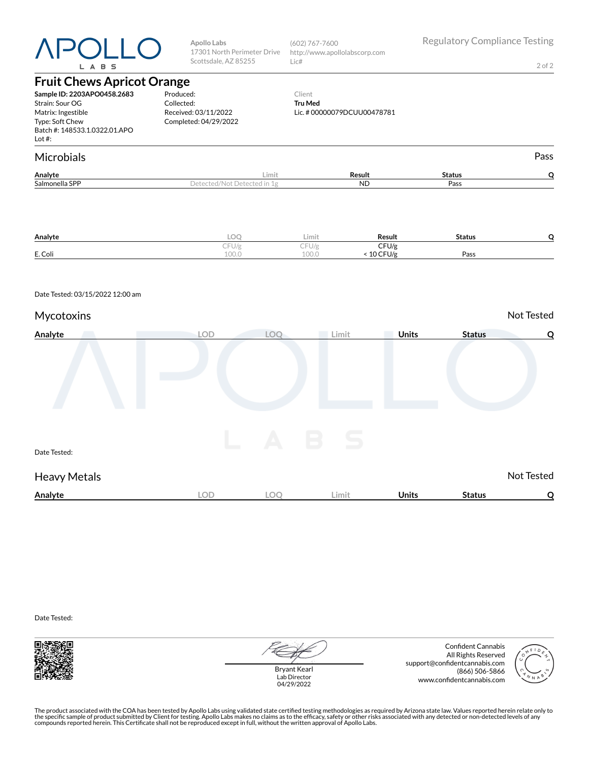# Fruit Chews Apricot Orange

Apollo Labs
17301 North Perimeter Drive
Scottsdale, AZ 85255

(602) 767-7600
http://www.apollolabscorp.com
Lic#

Regulatory Compliance Testing

**Sample ID: 2203APO0458.2683**
Strain: Sour OG
Matrix: Ingestible
Type: Soft Chew
Batch #: 148533.1.0322.01.APO
Lot #:

Produced:
Collected:
Received: 03/11/2022
Completed: 04/29/2022

Client
**Tru Med**
Lic. # 00000079DCUU00478781

## Microbials

Pass

| Analyte | Limit | Result | Status | Q |
|---|---|---|---|---|
| Salmonella SPP | Detected/Not Detected in 1g | ND | Pass | |

| Analyte | LOQ | Limit | Result | Status | Q |
|---|---|---|---|---|---|
| | CFU/g | CFU/g | CFU/g | | |
| E. Coli | 100.0 | 100.0 | < 10 CFU/g | Pass | |

Date Tested: 03/15/2022 12:00 am

## Mycotoxins

Not Tested

| Analyte | LOD | LOQ | Limit | Units | Status | Q |
|---|---|---|---|---|---|---|

Date Tested:

## Heavy Metals

Not Tested

| Analyte | LOD | LOQ | Limit | Units | Status | Q |
|---|---|---|---|---|---|---|

Date Tested:

Bryant Kearl
Lab Director
04/29/2022

Confident Cannabis
All Rights Reserved
support@confidentcannabis.com
(866) 506-5866
www.confidentcannabis.com

The product associated with the COA has been tested by Apollo Labs using validated state certified testing methodologies as required by Arizona state law. Values reported herein relate only to the specific sample of product submitted by Client for testing. Apollo Labs makes no claims as to the efficacy, safety or other risks associated with any detected or non-detected levels of any compounds reported herein. This Certificate shall not be reproduced except in full, without the written approval of Apollo Labs.